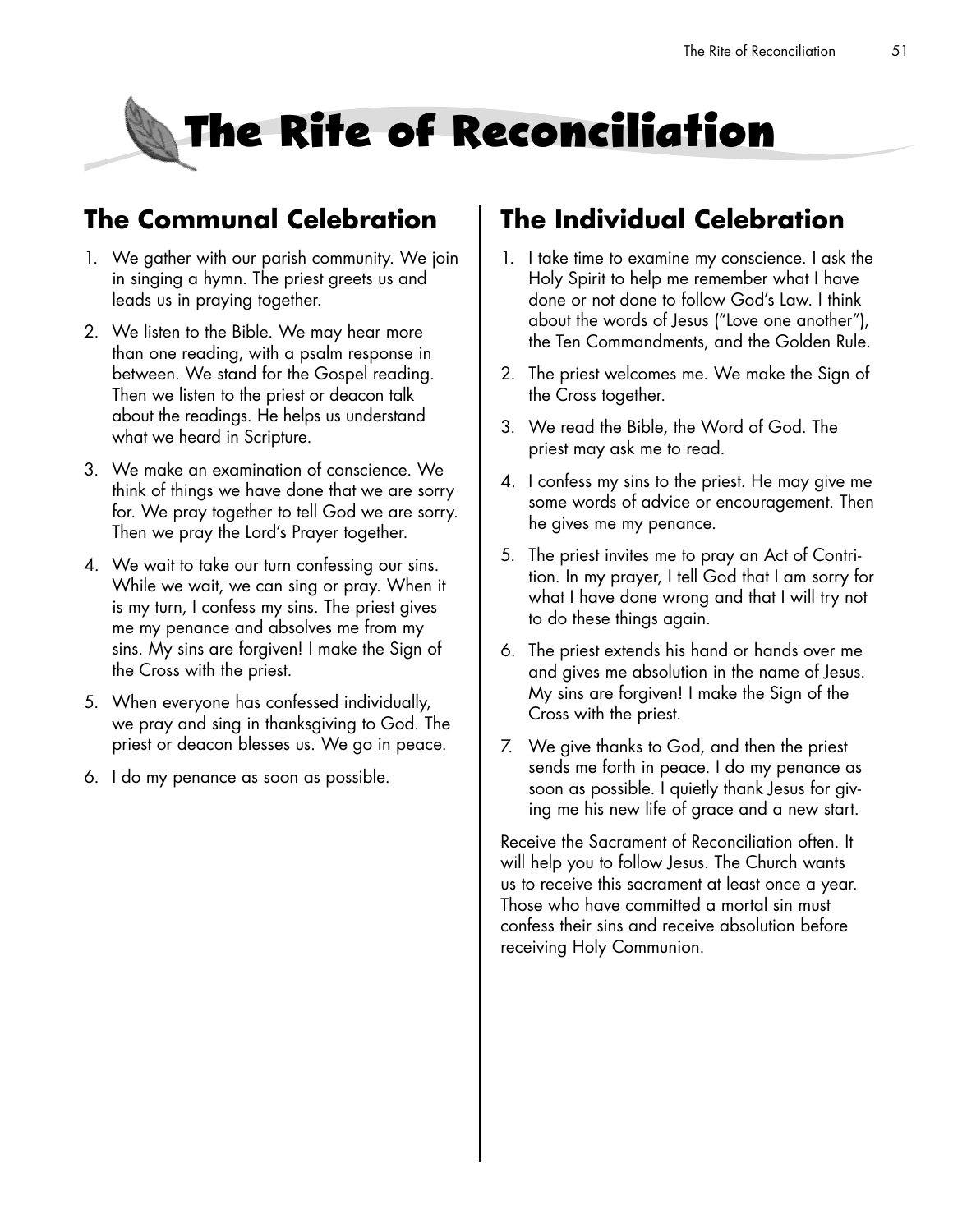# The Rite of Reconciliation

## The Communal Celebration

1. We gather with our parish community. We join in singing a hymn. The priest greets us and leads us in praying together.
2. We listen to the Bible. We may hear more than one reading, with a psalm response in between. We stand for the Gospel reading. Then we listen to the priest or deacon talk about the readings. He helps us understand what we heard in Scripture.
3. We make an examination of conscience. We think of things we have done that we are sorry for. We pray together to tell God we are sorry. Then we pray the Lord's Prayer together.
4. We wait to take our turn confessing our sins. While we wait, we can sing or pray. When it is my turn, I confess my sins. The priest gives me my penance and absolves me from my sins. My sins are forgiven! I make the Sign of the Cross with the priest.
5. When everyone has confessed individually, we pray and sing in thanksgiving to God. The priest or deacon blesses us. We go in peace.
6. I do my penance as soon as possible.

## The Individual Celebration

1. I take time to examine my conscience. I ask the Holy Spirit to help me remember what I have done or not done to follow God's Law. I think about the words of Jesus ("Love one another"), the Ten Commandments, and the Golden Rule.
2. The priest welcomes me. We make the Sign of the Cross together.
3. We read the Bible, the Word of God. The priest may ask me to read.
4. I confess my sins to the priest. He may give me some words of advice or encouragement. Then he gives me my penance.
5. The priest invites me to pray an Act of Contrition. In my prayer, I tell God that I am sorry for what I have done wrong and that I will try not to do these things again.
6. The priest extends his hand or hands over me and gives me absolution in the name of Jesus. My sins are forgiven! I make the Sign of the Cross with the priest.
7. We give thanks to God, and then the priest sends me forth in peace. I do my penance as soon as possible. I quietly thank Jesus for giving me his new life of grace and a new start.

Receive the Sacrament of Reconciliation often. It will help you to follow Jesus. The Church wants us to receive this sacrament at least once a year. Those who have committed a mortal sin must confess their sins and receive absolution before receiving Holy Communion.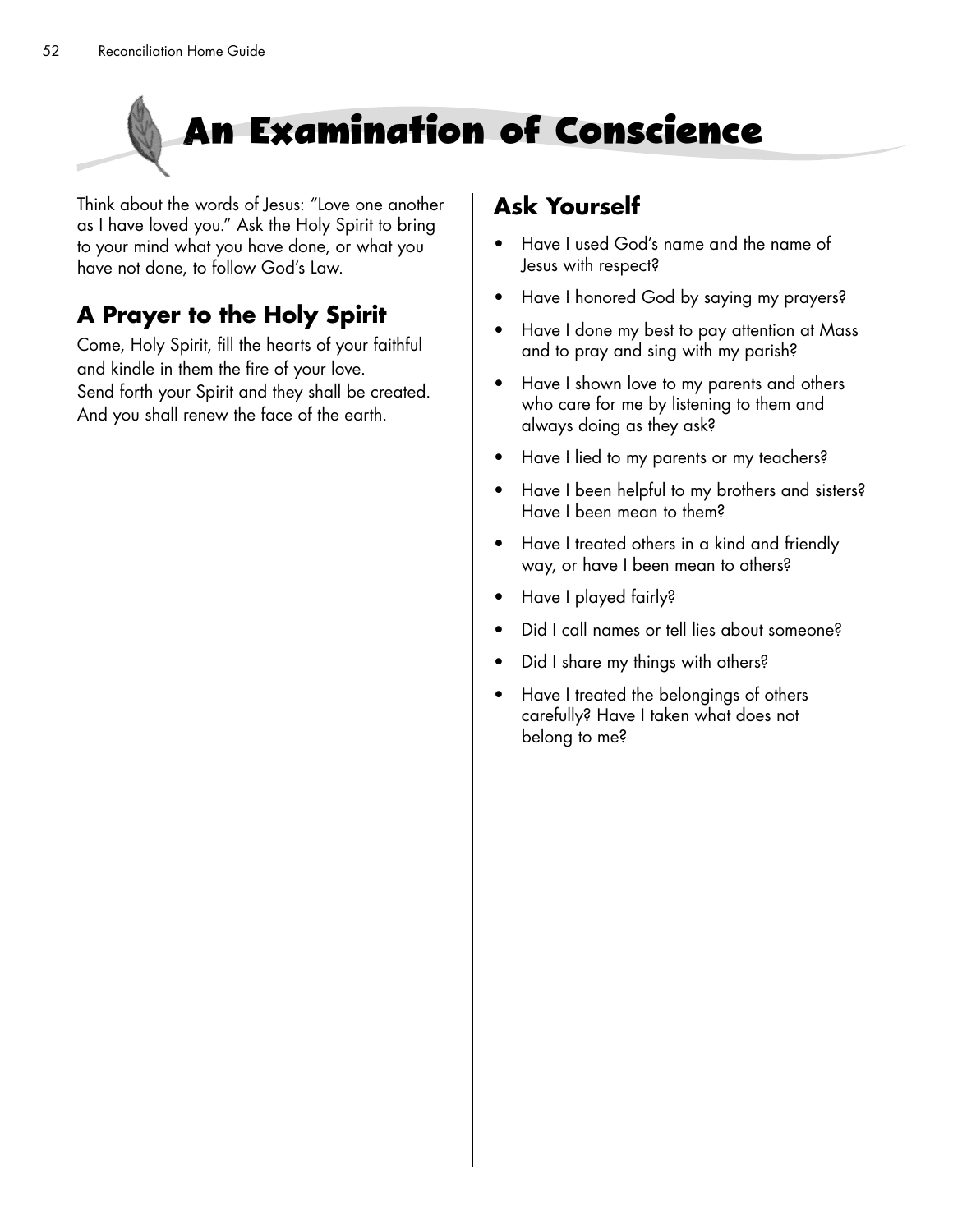# An Examination of Conscience

Think about the words of Jesus: "Love one another as I have loved you." Ask the Holy Spirit to bring to your mind what you have done, or what you have not done, to follow God's Law.

## A Prayer to the Holy Spirit

Come, Holy Spirit, fill the hearts of your faithful and kindle in them the fire of your love.
Send forth your Spirit and they shall be created.
And you shall renew the face of the earth.

## Ask Yourself

- Have I used God's name and the name of Jesus with respect?
- Have I honored God by saying my prayers?
- Have I done my best to pay attention at Mass and to pray and sing with my parish?
- Have I shown love to my parents and others who care for me by listening to them and always doing as they ask?
- Have I lied to my parents or my teachers?
- Have I been helpful to my brothers and sisters? Have I been mean to them?
- Have I treated others in a kind and friendly way, or have I been mean to others?
- Have I played fairly?
- Did I call names or tell lies about someone?
- Did I share my things with others?
- Have I treated the belongings of others carefully? Have I taken what does not belong to me?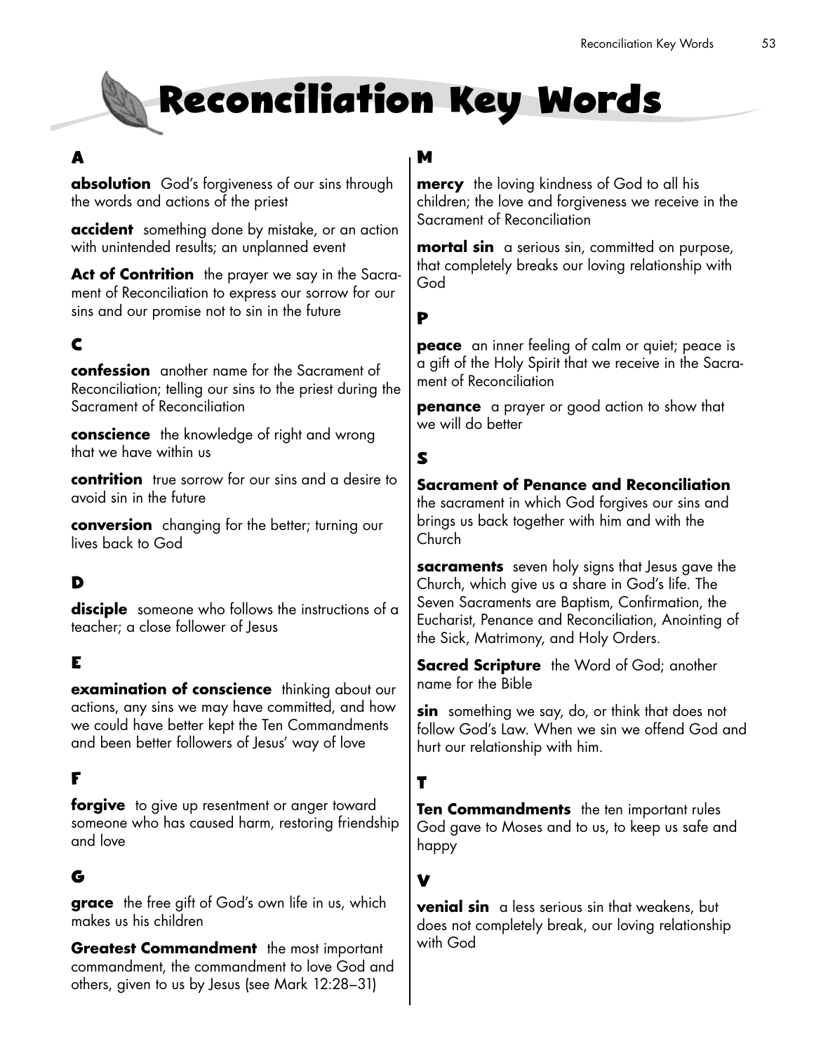# Reconciliation Key Words

## A

**absolution** God's forgiveness of our sins through the words and actions of the priest

**accident** something done by mistake, or an action with unintended results; an unplanned event

**Act of Contrition** the prayer we say in the Sacrament of Reconciliation to express our sorrow for our sins and our promise not to sin in the future

## C

**confession** another name for the Sacrament of Reconciliation; telling our sins to the priest during the Sacrament of Reconciliation

**conscience** the knowledge of right and wrong that we have within us

**contrition** true sorrow for our sins and a desire to avoid sin in the future

**conversion** changing for the better; turning our lives back to God

## D

**disciple** someone who follows the instructions of a teacher; a close follower of Jesus

## E

**examination of conscience** thinking about our actions, any sins we may have committed, and how we could have better kept the Ten Commandments and been better followers of Jesus' way of love

## F

**forgive** to give up resentment or anger toward someone who has caused harm, restoring friendship and love

## G

**grace** the free gift of God's own life in us, which makes us his children

**Greatest Commandment** the most important commandment, the commandment to love God and others, given to us by Jesus (see Mark 12:28–31)

## M

**mercy** the loving kindness of God to all his children; the love and forgiveness we receive in the Sacrament of Reconciliation

**mortal sin** a serious sin, committed on purpose, that completely breaks our loving relationship with God

## P

**peace** an inner feeling of calm or quiet; peace is a gift of the Holy Spirit that we receive in the Sacrament of Reconciliation

**penance** a prayer or good action to show that we will do better

## S

**Sacrament of Penance and Reconciliation** the sacrament in which God forgives our sins and brings us back together with him and with the Church

**sacraments** seven holy signs that Jesus gave the Church, which give us a share in God's life. The Seven Sacraments are Baptism, Confirmation, the Eucharist, Penance and Reconciliation, Anointing of the Sick, Matrimony, and Holy Orders.

**Sacred Scripture** the Word of God; another name for the Bible

**sin** something we say, do, or think that does not follow God's Law. When we sin we offend God and hurt our relationship with him.

## T

**Ten Commandments** the ten important rules God gave to Moses and to us, to keep us safe and happy

## V

**venial sin** a less serious sin that weakens, but does not completely break, our loving relationship with God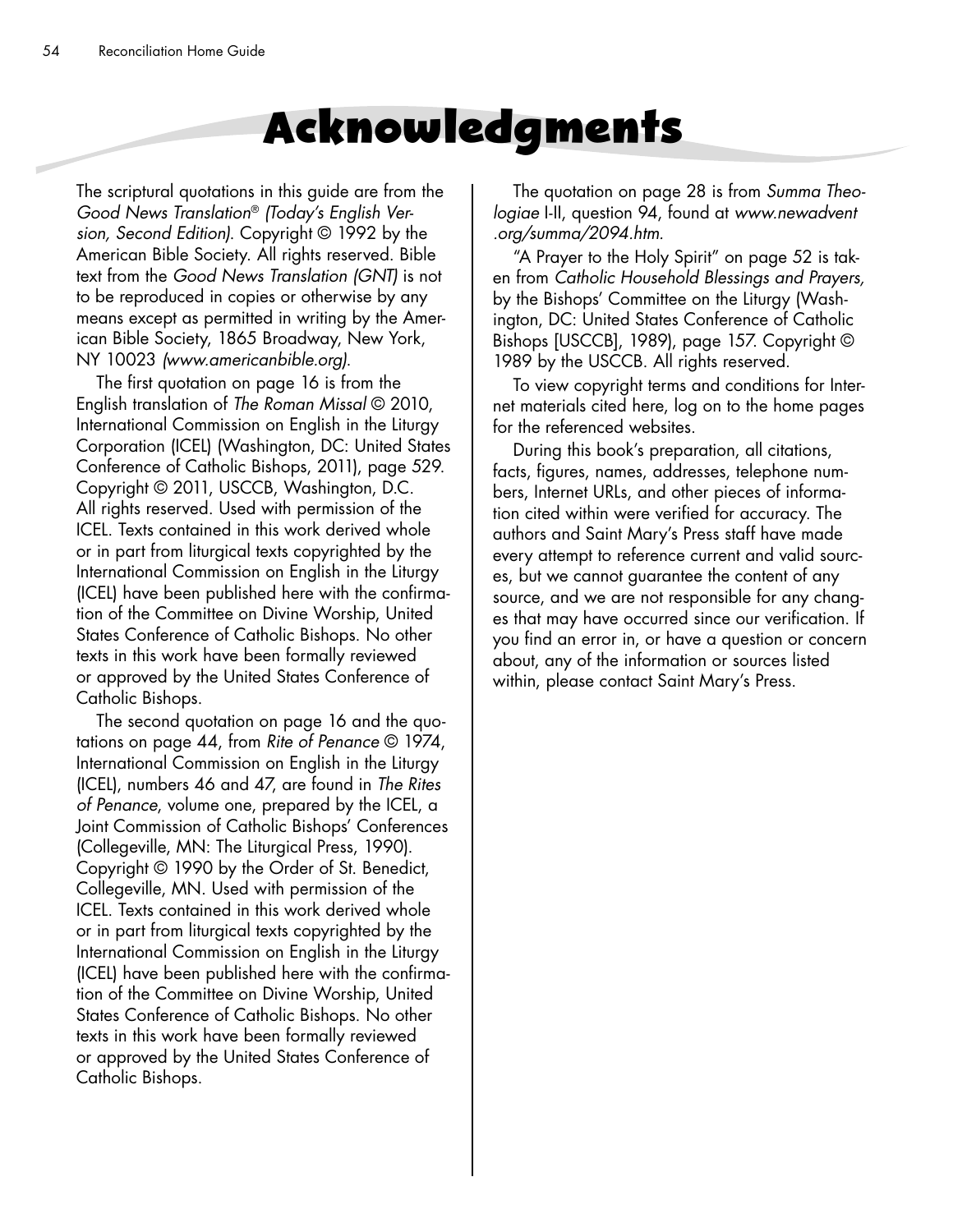# Acknowledgments

The scriptural quotations in this guide are from the *Good News Translation® (Today's English Version, Second Edition)*. Copyright © 1992 by the American Bible Society. All rights reserved. Bible text from the *Good News Translation (GNT)* is not to be reproduced in copies or otherwise by any means except as permitted in writing by the American Bible Society, 1865 Broadway, New York, NY 10023 *(www.americanbible.org)*.

The first quotation on page 16 is from the English translation of *The Roman Missal* © 2010, International Commission on English in the Liturgy Corporation (ICEL) (Washington, DC: United States Conference of Catholic Bishops, 2011), page 529. Copyright © 2011, USCCB, Washington, D.C. All rights reserved. Used with permission of the ICEL. Texts contained in this work derived whole or in part from liturgical texts copyrighted by the International Commission on English in the Liturgy (ICEL) have been published here with the confirmation of the Committee on Divine Worship, United States Conference of Catholic Bishops. No other texts in this work have been formally reviewed or approved by the United States Conference of Catholic Bishops.

The second quotation on page 16 and the quotations on page 44, from *Rite of Penance* © 1974, International Commission on English in the Liturgy (ICEL), numbers 46 and 47, are found in *The Rites of Penance*, volume one, prepared by the ICEL, a Joint Commission of Catholic Bishops' Conferences (Collegeville, MN: The Liturgical Press, 1990). Copyright © 1990 by the Order of St. Benedict, Collegeville, MN. Used with permission of the ICEL. Texts contained in this work derived whole or in part from liturgical texts copyrighted by the International Commission on English in the Liturgy (ICEL) have been published here with the confirmation of the Committee on Divine Worship, United States Conference of Catholic Bishops. No other texts in this work have been formally reviewed or approved by the United States Conference of Catholic Bishops.

The quotation on page 28 is from *Summa Theologiae* I-II, question 94, found at *www.newadvent.org/summa/2094.htm.*

"A Prayer to the Holy Spirit" on page 52 is taken from *Catholic Household Blessings and Prayers,* by the Bishops' Committee on the Liturgy (Washington, DC: United States Conference of Catholic Bishops [USCCB], 1989), page 157. Copyright © 1989 by the USCCB. All rights reserved.

To view copyright terms and conditions for Internet materials cited here, log on to the home pages for the referenced websites.

During this book's preparation, all citations, facts, figures, names, addresses, telephone numbers, Internet URLs, and other pieces of information cited within were verified for accuracy. The authors and Saint Mary's Press staff have made every attempt to reference current and valid sources, but we cannot guarantee the content of any source, and we are not responsible for any changes that may have occurred since our verification. If you find an error in, or have a question or concern about, any of the information or sources listed within, please contact Saint Mary's Press.